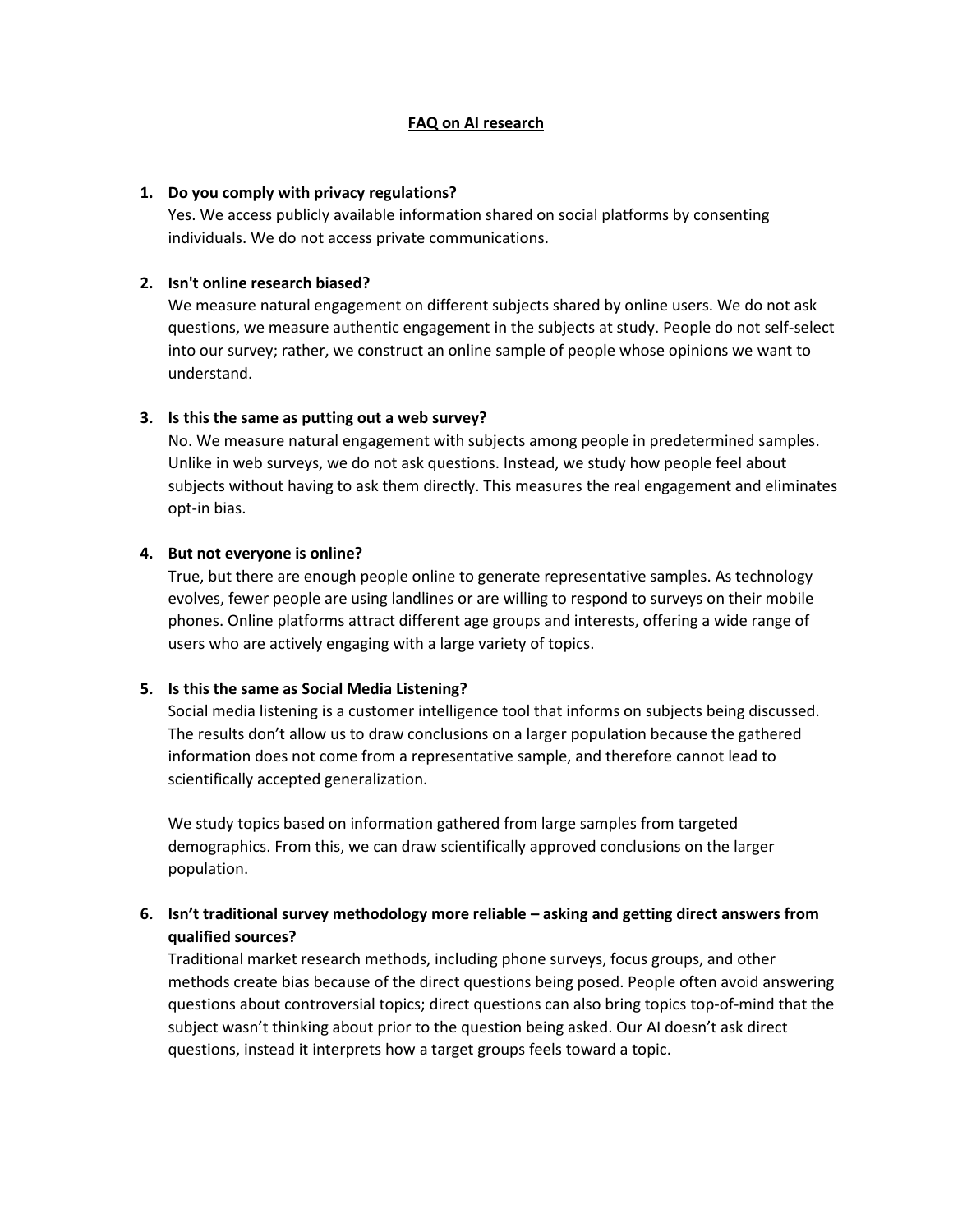# FAQ on AI research

1. **Do you comply with privacy regulations?**
   Yes. We access publicly available information shared on social platforms by consenting individuals. We do not access private communications.

2. **Isn't online research biased?**
   We measure natural engagement on different subjects shared by online users. We do not ask questions, we measure authentic engagement in the subjects at study. People do not self-select into our survey; rather, we construct an online sample of people whose opinions we want to understand.

3. **Is this the same as putting out a web survey?**
   No. We measure natural engagement with subjects among people in predetermined samples. Unlike in web surveys, we do not ask questions. Instead, we study how people feel about subjects without having to ask them directly. This measures the real engagement and eliminates opt-in bias.

4. **But not everyone is online?**
   True, but there are enough people online to generate representative samples. As technology evolves, fewer people are using landlines or are willing to respond to surveys on their mobile phones. Online platforms attract different age groups and interests, offering a wide range of users who are actively engaging with a large variety of topics.

5. **Is this the same as Social Media Listening?**
   Social media listening is a customer intelligence tool that informs on subjects being discussed. The results don't allow us to draw conclusions on a larger population because the gathered information does not come from a representative sample, and therefore cannot lead to scientifically accepted generalization.

   We study topics based on information gathered from large samples from targeted demographics. From this, we can draw scientifically approved conclusions on the larger population.

6. **Isn't traditional survey methodology more reliable – asking and getting direct answers from qualified sources?**
   Traditional market research methods, including phone surveys, focus groups, and other methods create bias because of the direct questions being posed. People often avoid answering questions about controversial topics; direct questions can also bring topics top-of-mind that the subject wasn't thinking about prior to the question being asked. Our AI doesn't ask direct questions, instead it interprets how a target groups feels toward a topic.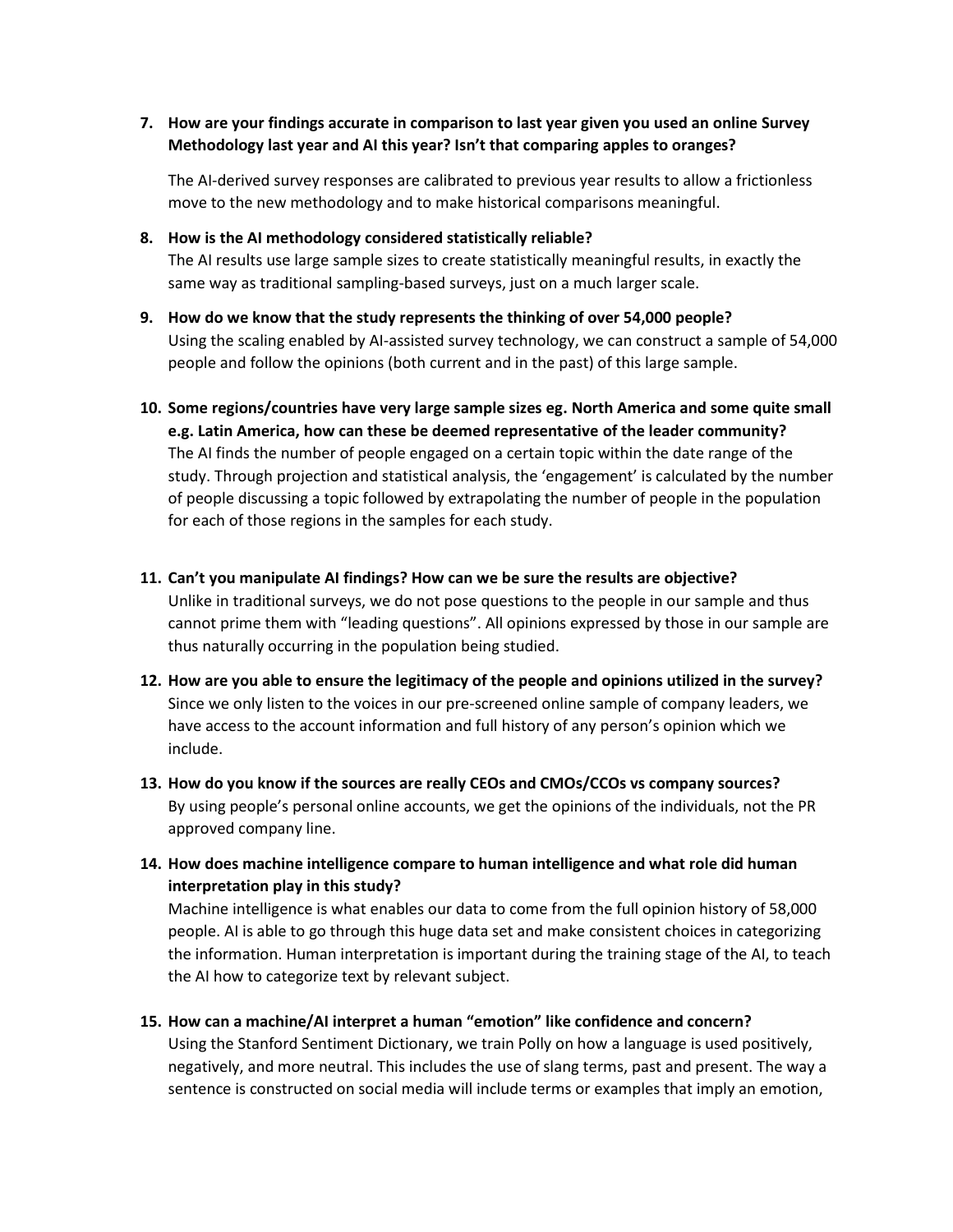7. **How are your findings accurate in comparison to last year given you used an online Survey Methodology last year and AI this year? Isn't that comparing apples to oranges?**

   The AI-derived survey responses are calibrated to previous year results to allow a frictionless move to the new methodology and to make historical comparisons meaningful.

8. **How is the AI methodology considered statistically reliable?**
   The AI results use large sample sizes to create statistically meaningful results, in exactly the same way as traditional sampling-based surveys, just on a much larger scale.

9. **How do we know that the study represents the thinking of over 54,000 people?**
   Using the scaling enabled by AI-assisted survey technology, we can construct a sample of 54,000 people and follow the opinions (both current and in the past) of this large sample.

10. **Some regions/countries have very large sample sizes eg. North America and some quite small e.g. Latin America, how can these be deemed representative of the leader community?**
    The AI finds the number of people engaged on a certain topic within the date range of the study. Through projection and statistical analysis, the 'engagement' is calculated by the number of people discussing a topic followed by extrapolating the number of people in the population for each of those regions in the samples for each study.

11. **Can't you manipulate AI findings? How can we be sure the results are objective?**
    Unlike in traditional surveys, we do not pose questions to the people in our sample and thus cannot prime them with "leading questions". All opinions expressed by those in our sample are thus naturally occurring in the population being studied.

12. **How are you able to ensure the legitimacy of the people and opinions utilized in the survey?**
    Since we only listen to the voices in our pre-screened online sample of company leaders, we have access to the account information and full history of any person's opinion which we include.

13. **How do you know if the sources are really CEOs and CMOs/CCOs vs company sources?**
    By using people's personal online accounts, we get the opinions of the individuals, not the PR approved company line.

14. **How does machine intelligence compare to human intelligence and what role did human interpretation play in this study?**
    Machine intelligence is what enables our data to come from the full opinion history of 58,000 people. AI is able to go through this huge data set and make consistent choices in categorizing the information. Human interpretation is important during the training stage of the AI, to teach the AI how to categorize text by relevant subject.

15. **How can a machine/AI interpret a human "emotion" like confidence and concern?**
    Using the Stanford Sentiment Dictionary, we train Polly on how a language is used positively, negatively, and more neutral. This includes the use of slang terms, past and present. The way a sentence is constructed on social media will include terms or examples that imply an emotion,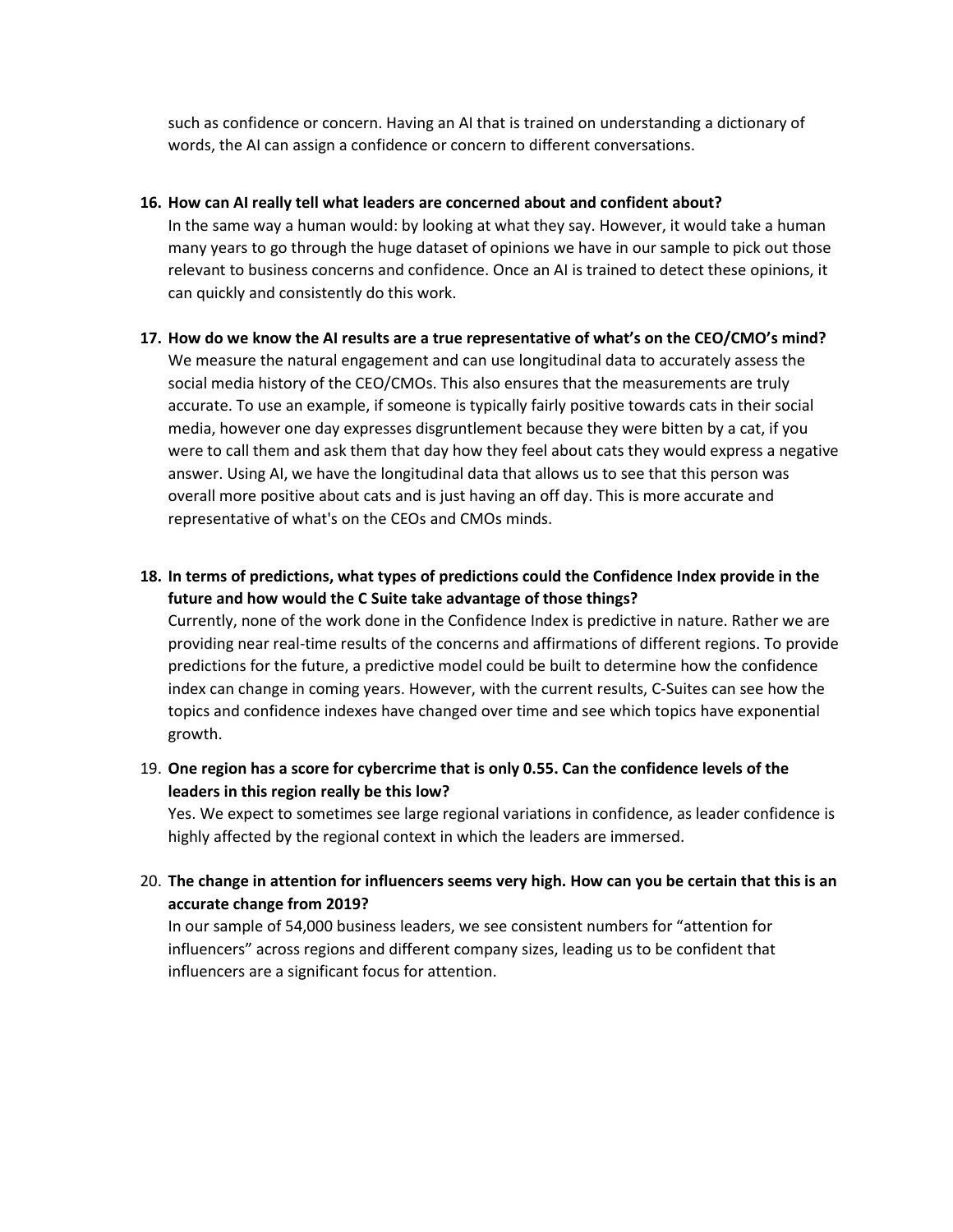such as confidence or concern. Having an AI that is trained on understanding a dictionary of words, the AI can assign a confidence or concern to different conversations.

16. **How can AI really tell what leaders are concerned about and confident about?**
    In the same way a human would: by looking at what they say. However, it would take a human many years to go through the huge dataset of opinions we have in our sample to pick out those relevant to business concerns and confidence. Once an AI is trained to detect these opinions, it can quickly and consistently do this work.

17. **How do we know the AI results are a true representative of what's on the CEO/CMO's mind?**
    We measure the natural engagement and can use longitudinal data to accurately assess the social media history of the CEO/CMOs. This also ensures that the measurements are truly accurate. To use an example, if someone is typically fairly positive towards cats in their social media, however one day expresses disgruntlement because they were bitten by a cat, if you were to call them and ask them that day how they feel about cats they would express a negative answer. Using AI, we have the longitudinal data that allows us to see that this person was overall more positive about cats and is just having an off day. This is more accurate and representative of what's on the CEOs and CMOs minds.

18. **In terms of predictions, what types of predictions could the Confidence Index provide in the future and how would the C Suite take advantage of those things?**
    Currently, none of the work done in the Confidence Index is predictive in nature. Rather we are providing near real-time results of the concerns and affirmations of different regions. To provide predictions for the future, a predictive model could be built to determine how the confidence index can change in coming years. However, with the current results, C-Suites can see how the topics and confidence indexes have changed over time and see which topics have exponential growth.

19. **One region has a score for cybercrime that is only 0.55. Can the confidence levels of the leaders in this region really be this low?**
    Yes. We expect to sometimes see large regional variations in confidence, as leader confidence is highly affected by the regional context in which the leaders are immersed.

20. **The change in attention for influencers seems very high. How can you be certain that this is an accurate change from 2019?**
    In our sample of 54,000 business leaders, we see consistent numbers for "attention for influencers" across regions and different company sizes, leading us to be confident that influencers are a significant focus for attention.